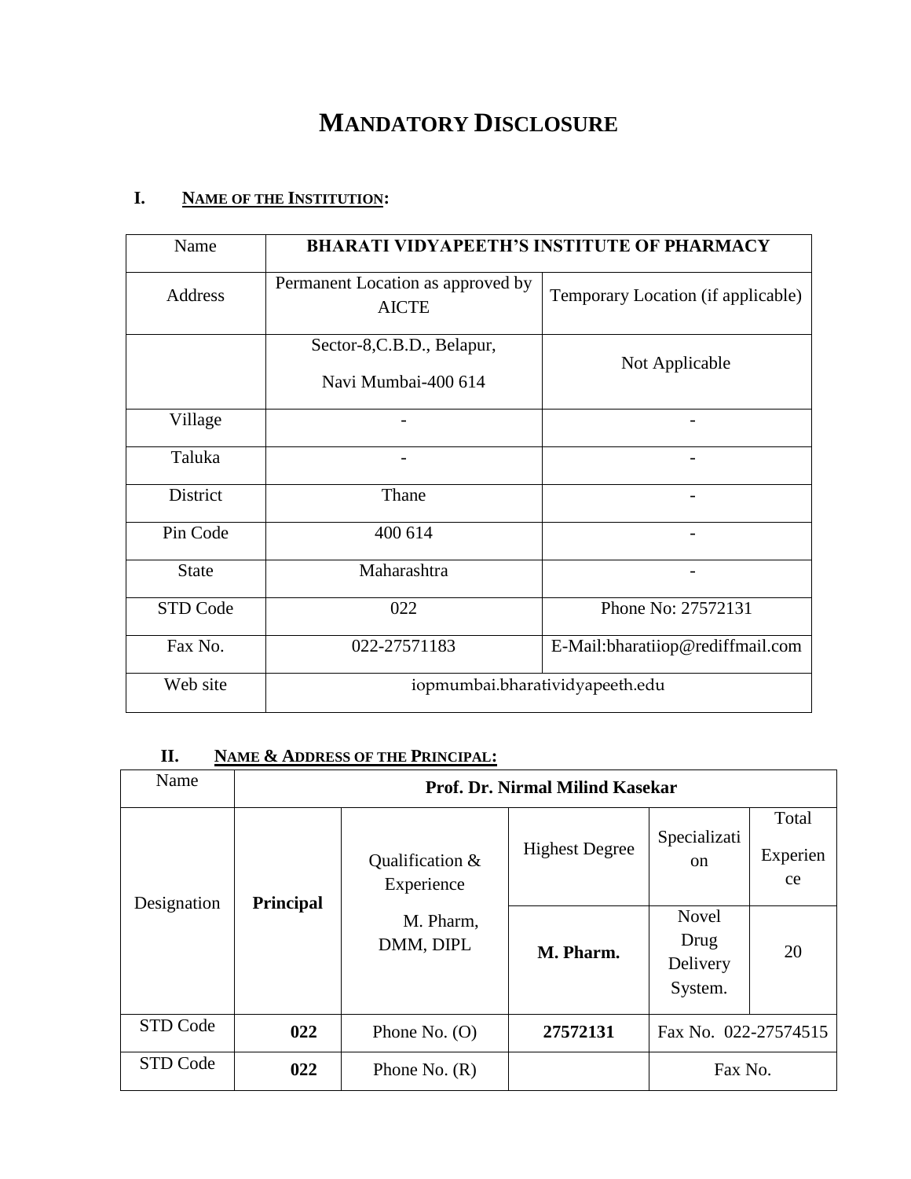# MANDATORY DISCLOSURE

## I. NAME OF THE INSTITUTION:

| Name | BHARATI VIDYAPEETH'S INSTITUTE OF PHARMACY | |
|---|---|---|
| Address | Permanent Location as approved by AICTE | Temporary Location (if applicable) |
| | Sector-8,C.B.D., Belapur, Navi Mumbai-400 614 | Not Applicable |
| Village | - | - |
| Taluka | - | - |
| District | Thane | - |
| Pin Code | 400 614 | - |
| State | Maharashtra | - |
| STD Code | 022 | Phone No: 27572131 |
| Fax No. | 022-27571183 | E-Mail:bharatiiop@rediffmail.com |
| Web site | iopmumbai.bharatividyapeeth.edu | |

## II. NAME & ADDRESS OF THE PRINCIPAL:

| Name | Prof. Dr. Nirmal Milind Kasekar | | | | |
|---|---|---|---|---|---|
| Designation | **Principal** | Qualification & Experience | Highest Degree | Specialization | Total Experience |
| | | M. Pharm, DMM, DIPL | **M. Pharm.** | Novel Drug Delivery System. | 20 |
| STD Code | **022** | Phone No. (O) | **27572131** | Fax No. 022-27574515 | |
| STD Code | **022** | Phone No. (R) | | Fax No. | |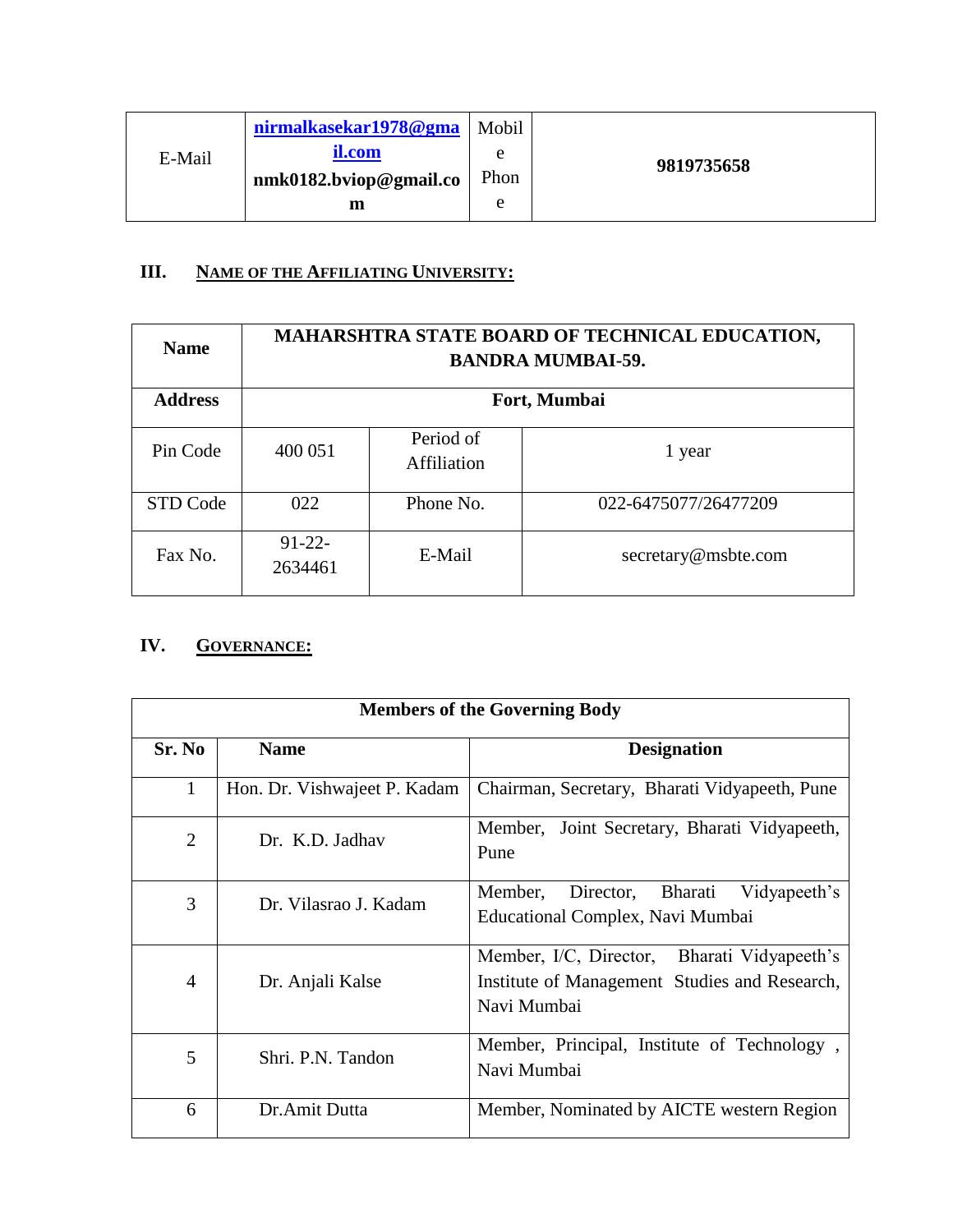| E-Mail | nirmalkasekar1978@gmail.com nmk0182.bviop@gmail.com | Mobile Phone | **9819735658** |
|---|---|---|---|

### III. NAME OF THE AFFILIATING UNIVERSITY:

| **Name** | **MAHARSHTRA STATE BOARD OF TECHNICAL EDUCATION, BANDRA MUMBAI-59.** | | |
|---|---|---|---|
| **Address** | **Fort, Mumbai** | | |
| Pin Code | 400 051 | Period of Affiliation | 1 year |
| STD Code | 022 | Phone No. | 022-6475077/26477209 |
| Fax No. | 91-22-2634461 | E-Mail | secretary@msbte.com |

### IV. GOVERNANCE:

**Members of the Governing Body**

| **Sr. No** | **Name** | **Designation** |
|---|---|---|
| 1 | Hon. Dr. Vishwajeet P. Kadam | Chairman, Secretary, Bharati Vidyapeeth, Pune |
| 2 | Dr. K.D. Jadhav | Member, Joint Secretary, Bharati Vidyapeeth, Pune |
| 3 | Dr. Vilasrao J. Kadam | Member, Director, Bharati Vidyapeeth's Educational Complex, Navi Mumbai |
| 4 | Dr. Anjali Kalse | Member, I/C, Director, Bharati Vidyapeeth's Institute of Management Studies and Research, Navi Mumbai |
| 5 | Shri. P.N. Tandon | Member, Principal, Institute of Technology , Navi Mumbai |
| 6 | Dr.Amit Dutta | Member, Nominated by AICTE western Region |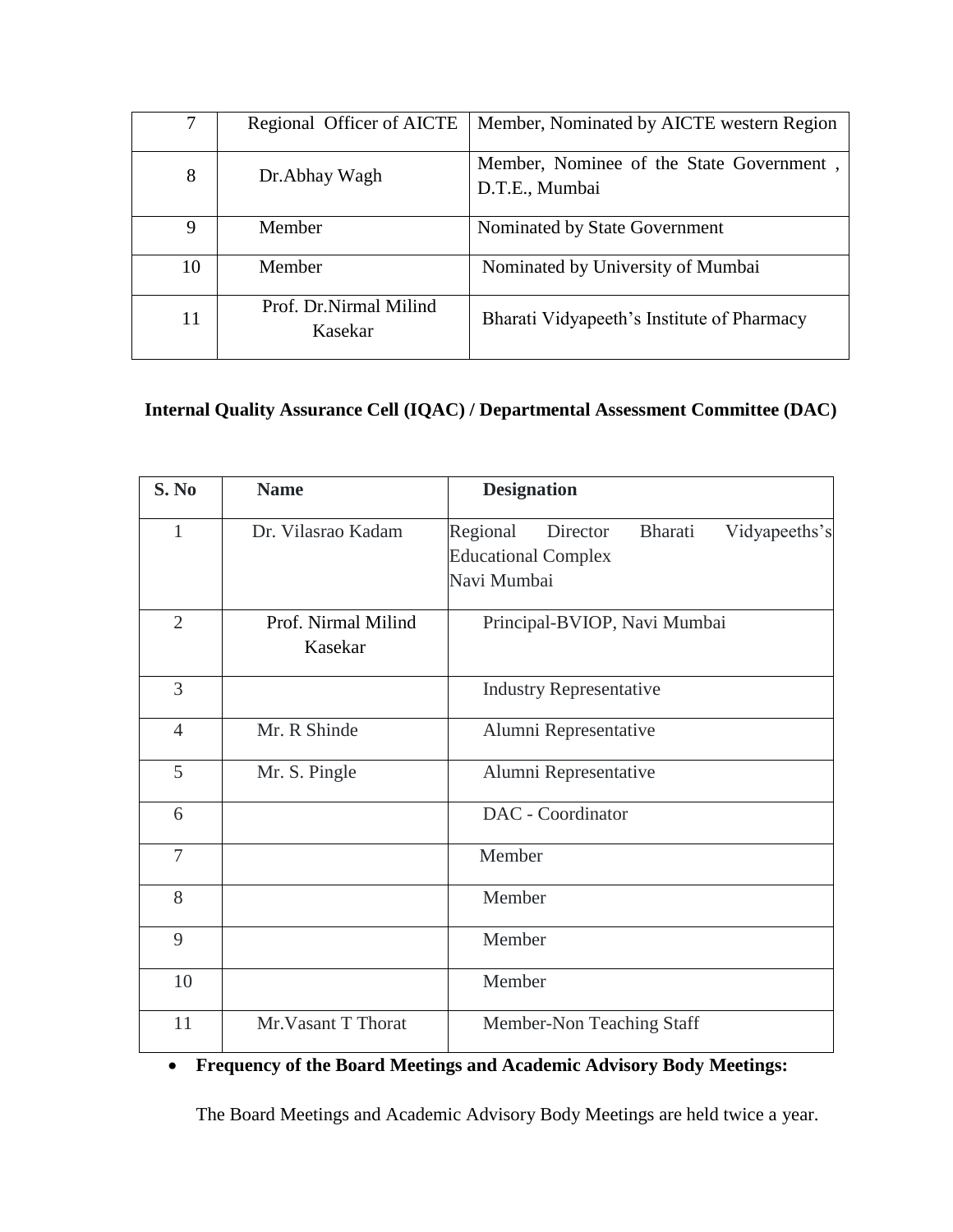| 7 | Regional Officer of AICTE | Member, Nominated by AICTE western Region |
|---|---|---|
| 8 | Dr.Abhay Wagh | Member, Nominee of the State Government , D.T.E., Mumbai |
| 9 | Member | Nominated by State Government |
| 10 | Member | Nominated by University of Mumbai |
| 11 | Prof. Dr.Nirmal Milind Kasekar | Bharati Vidyapeeth's Institute of Pharmacy |

### Internal Quality Assurance Cell (IQAC) / Departmental Assessment Committee (DAC)

| S. No | Name | Designation |
|---|---|---|
| 1 | Dr. Vilasrao Kadam | Regional Director Bharati Vidyapeeths's Educational Complex Navi Mumbai |
| 2 | Prof. Nirmal Milind Kasekar | Principal-BVIOP, Navi Mumbai |
| 3 | | Industry Representative |
| 4 | Mr. R Shinde | Alumni Representative |
| 5 | Mr. S. Pingle | Alumni Representative |
| 6 | | DAC - Coordinator |
| 7 | | Member |
| 8 | | Member |
| 9 | | Member |
| 10 | | Member |
| 11 | Mr.Vasant T Thorat | Member-Non Teaching Staff |

- **Frequency of the Board Meetings and Academic Advisory Body Meetings:**

  The Board Meetings and Academic Advisory Body Meetings are held twice a year.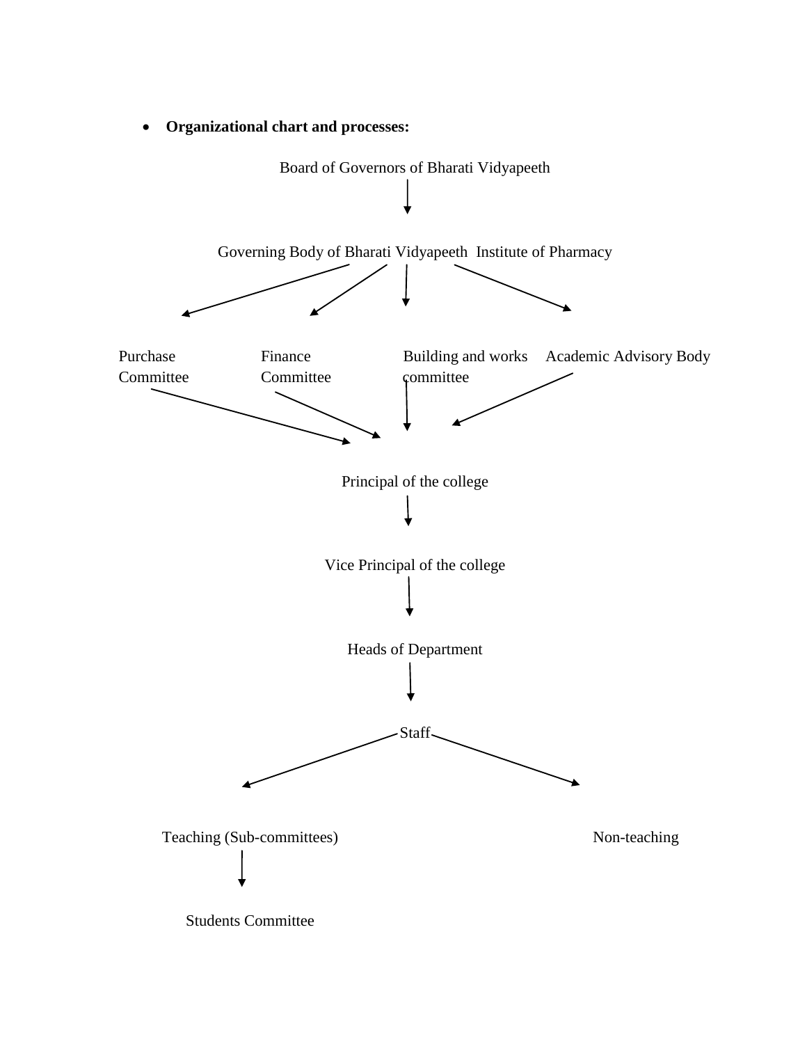- **Organizational chart and processes:**

Board of Governors of Bharati Vidyapeeth

↓

Governing Body of Bharati Vidyapeeth Institute of Pharmacy

↓

Purchase Committee | Finance Committee | Building and works committee | Academic Advisory Body

↓

Principal of the college

↓

Vice Principal of the college

↓

Heads of Department

↓

Staff

↓

Teaching (Sub-committees) | Non-teaching

↓

Students Committee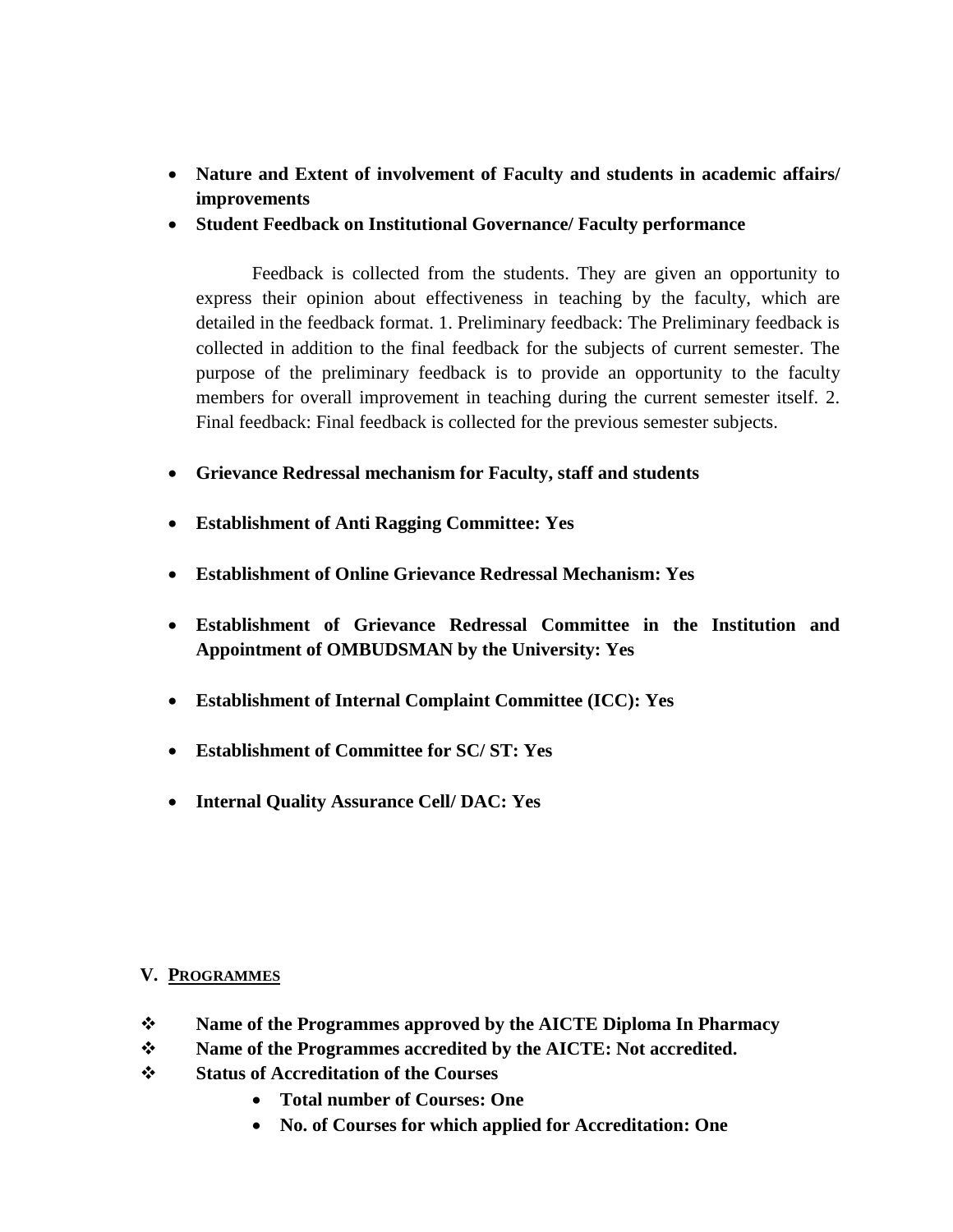- **Nature and Extent of involvement of Faculty and students in academic affairs/ improvements**
- **Student Feedback on Institutional Governance/ Faculty performance**

Feedback is collected from the students. They are given an opportunity to express their opinion about effectiveness in teaching by the faculty, which are detailed in the feedback format. 1. Preliminary feedback: The Preliminary feedback is collected in addition to the final feedback for the subjects of current semester. The purpose of the preliminary feedback is to provide an opportunity to the faculty members for overall improvement in teaching during the current semester itself. 2. Final feedback: Final feedback is collected for the previous semester subjects.

- **Grievance Redressal mechanism for Faculty, staff and students**
- **Establishment of Anti Ragging Committee: Yes**
- **Establishment of Online Grievance Redressal Mechanism: Yes**
- **Establishment of Grievance Redressal Committee in the Institution and Appointment of OMBUDSMAN by the University: Yes**
- **Establishment of Internal Complaint Committee (ICC): Yes**
- **Establishment of Committee for SC/ ST: Yes**
- **Internal Quality Assurance Cell/ DAC: Yes**

## V. PROGRAMMES

- **Name of the Programmes approved by the AICTE Diploma In Pharmacy**
- **Name of the Programmes accredited by the AICTE: Not accredited.**
- **Status of Accreditation of the Courses**
  - **Total number of Courses: One**
  - **No. of Courses for which applied for Accreditation: One**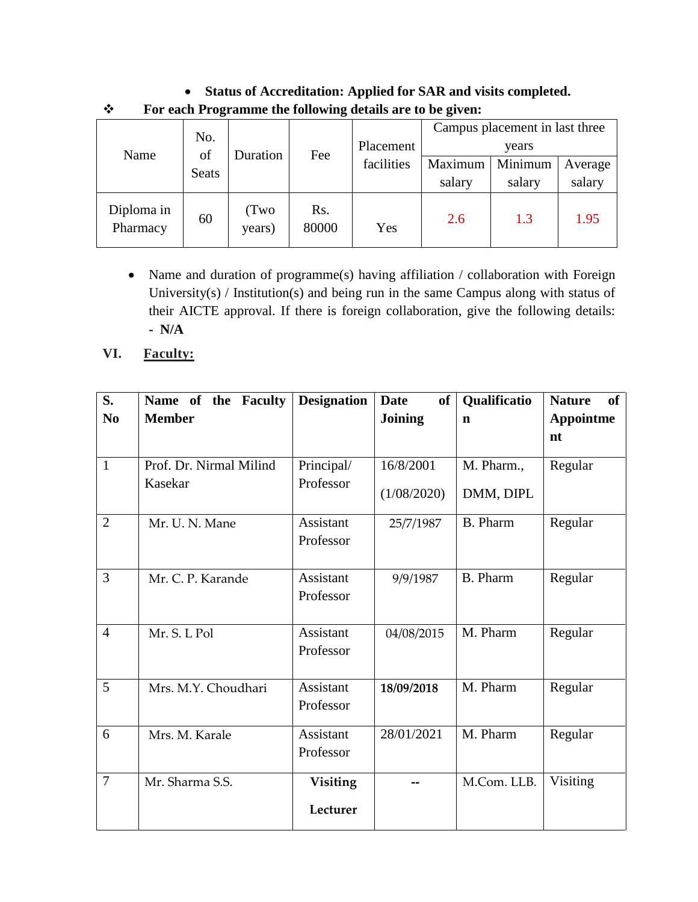- **Status of Accreditation: Applied for SAR and visits completed.**

❖ **For each Programme the following details are to be given:**

| Name | No. of Seats | Duration | Fee | Placement facilities | Campus placement in last three years | | |
|---|---|---|---|---|---|---|---|
| | | | | | Maximum salary | Minimum salary | Average salary |
| Diploma in Pharmacy | 60 | (Two years) | Rs. 80000 | Yes | 2.6 | 1.3 | 1.95 |

- Name and duration of programme(s) having affiliation / collaboration with Foreign University(s) / Institution(s) and being run in the same Campus along with status of their AICTE approval. If there is foreign collaboration, give the following details: **- N/A**

## VI. Faculty:

| S. No | Name of the Faculty Member | Designation | Date of Joining | Qualification | Nature of Appointment |
|---|---|---|---|---|---|
| 1 | Prof. Dr. Nirmal Milind Kasekar | Principal/ Professor | 16/8/2001 (1/08/2020) | M. Pharm., DMM, DIPL | Regular |
| 2 | Mr. U. N. Mane | Assistant Professor | 25/7/1987 | B. Pharm | Regular |
| 3 | Mr. C. P. Karande | Assistant Professor | 9/9/1987 | B. Pharm | Regular |
| 4 | Mr. S. L Pol | Assistant Professor | 04/08/2015 | M. Pharm | Regular |
| 5 | Mrs. M.Y. Choudhari | Assistant Professor | **18/09/2018** | M. Pharm | Regular |
| 6 | Mrs. M. Karale | Assistant Professor | 28/01/2021 | M. Pharm | Regular |
| 7 | Mr. Sharma S.S. | **Visiting Lecturer** | -- | M.Com. LLB. | Visiting |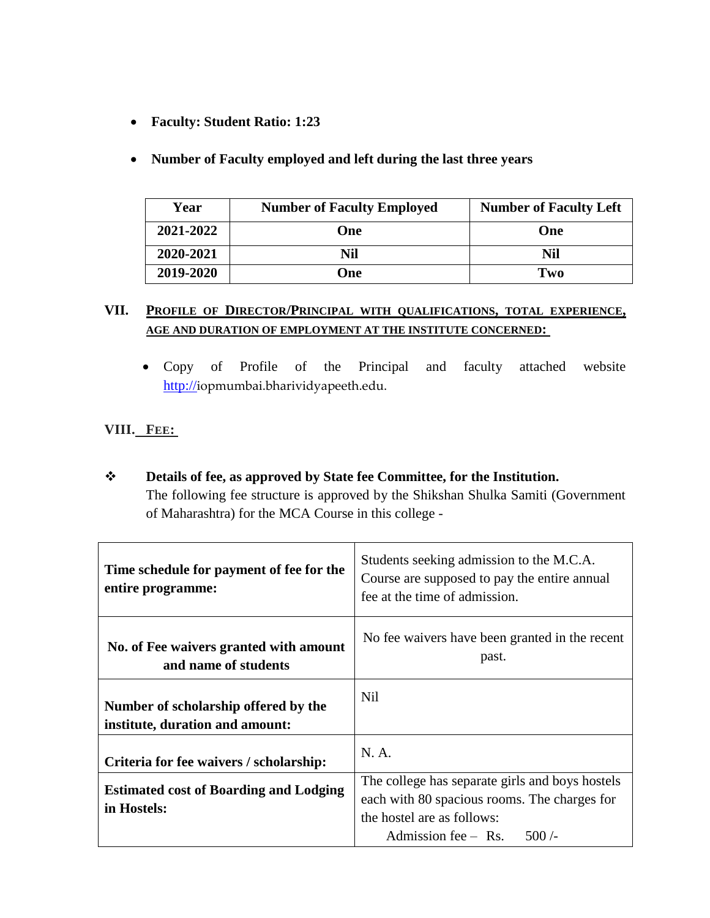- **Faculty: Student Ratio: 1:23**

- **Number of Faculty employed and left during the last three years**

| Year | Number of Faculty Employed | Number of Faculty Left |
|---|---|---|
| 2021-2022 | One | One |
| 2020-2021 | Nil | Nil |
| 2019-2020 | One | Two |

## VII. PROFILE OF DIRECTOR/PRINCIPAL WITH QUALIFICATIONS, TOTAL EXPERIENCE, AGE AND DURATION OF EMPLOYMENT AT THE INSTITUTE CONCERNED:

- Copy of Profile of the Principal and faculty attached website http://iopmumbai.bharividyapeeth.edu.

## VIII. FEE:

❖ **Details of fee, as approved by State fee Committee, for the Institution.**
The following fee structure is approved by the Shikshan Shulka Samiti (Government of Maharashtra) for the MCA Course in this college -

| | |
|---|---|
| **Time schedule for payment of fee for the entire programme:** | Students seeking admission to the M.C.A. Course are supposed to pay the entire annual fee at the time of admission. |
| **No. of Fee waivers granted with amount and name of students** | No fee waivers have been granted in the recent past. |
| **Number of scholarship offered by the institute, duration and amount:** | Nil |
| **Criteria for fee waivers / scholarship:** | N. A. |
| **Estimated cost of Boarding and Lodging in Hostels:** | The college has separate girls and boys hostels each with 80 spacious rooms. The charges for the hostel are as follows: Admission fee – Rs. 500 /- |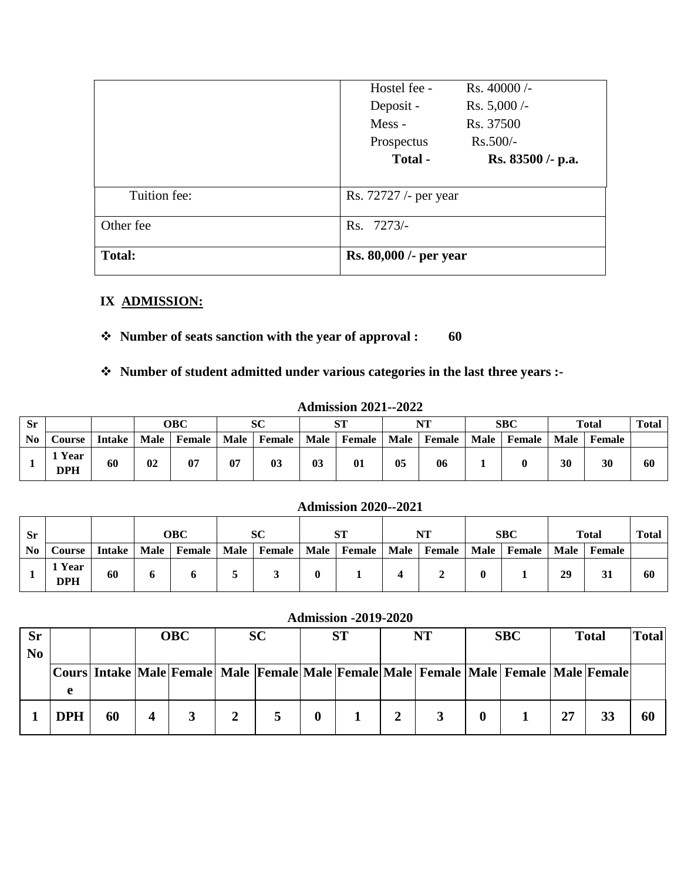| | |
|---|---|
| | Hostel fee - Rs. 40000 /-<br>Deposit - Rs. 5,000 /-<br>Mess - Rs. 37500<br>Prospectus Rs.500/-<br>**Total - Rs. 83500 /- p.a.** |
| Tuition fee: | Rs. 72727 /- per year |
| Other fee | Rs. 7273/- |
| **Total:** | **Rs. 80,000 /- per year** |

**IX ADMISSION:**

- **Number of seats sanction with the year of approval : 60**
- **Number of student admitted under various categories in the last three years :-**

**Admission 2021--2022**

| Sr | | | OBC | | SC | | ST | | NT | | SBC | | Total | | Total |
|---|---|---|---|---|---|---|---|---|---|---|---|---|---|---|---|
| No | Course | Intake | Male | Female | Male | Female | Male | Female | Male | Female | Male | Female | Male | Female | |
| 1 | 1 Year DPH | 60 | 02 | 07 | 07 | 03 | 03 | 01 | 05 | 06 | 1 | 0 | 30 | 30 | 60 |

**Admission 2020--2021**

| Sr | | | OBC | | SC | | ST | | NT | | SBC | | Total | | Total |
|---|---|---|---|---|---|---|---|---|---|---|---|---|---|---|---|
| No | Course | Intake | Male | Female | Male | Female | Male | Female | Male | Female | Male | Female | Male | Female | |
| 1 | 1 Year DPH | 60 | 6 | 6 | 5 | 3 | 0 | 1 | 4 | 2 | 0 | 1 | 29 | 31 | 60 |

**Admission -2019-2020**

| Sr No | | | OBC | | SC | | ST | | NT | | SBC | | Total | | Total |
|---|---|---|---|---|---|---|---|---|---|---|---|---|---|---|---|
| | Course | Intake | Male | Female | Male | Female | Male | Female | Male | Female | Male | Female | Male | Female | |
| 1 | DPH | 60 | 4 | 3 | 2 | 5 | 0 | 1 | 2 | 3 | 0 | 1 | 27 | 33 | 60 |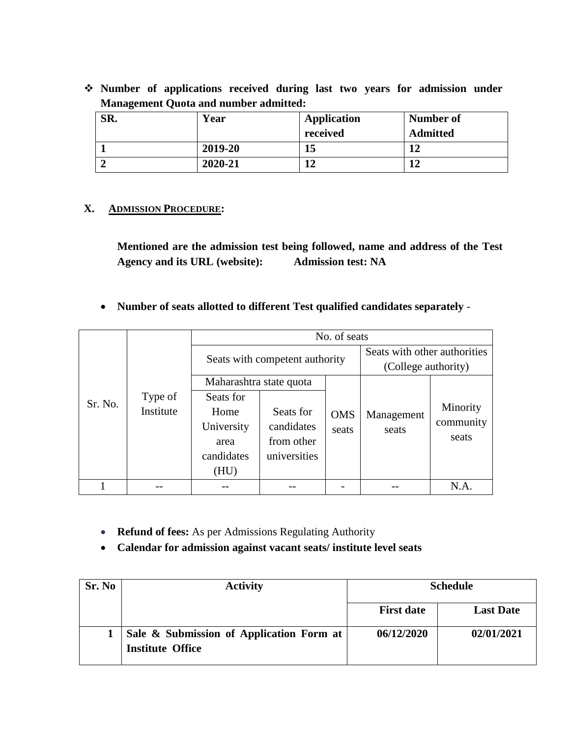- **Number of applications received during last two years for admission under Management Quota and number admitted:**

| SR. | Year | Application received | Number of Admitted |
|---|---|---|---|
| 1 | 2019-20 | 15 | 12 |
| 2 | 2020-21 | 12 | 12 |

## X. ADMISSION PROCEDURE:

**Mentioned are the admission test being followed, name and address of the Test Agency and its URL (website): Admission test: NA**

- **Number of seats allotted to different Test qualified candidates separately** -

| Sr. No. | Type of Institute | No. of seats | | | | |
|---|---|---|---|---|---|---|
| | | Seats with competent authority | | | Seats with other authorities (College authority) | |
| | | Maharashtra state quota | | OMS seats | Management seats | Minority community seats |
| | | Seats for Home University area candidates (HU) | Seats for candidates from other universities | | | |
| 1 | -- | -- | -- | - | -- | N.A. |

- **Refund of fees:** As per Admissions Regulating Authority
- **Calendar for admission against vacant seats/ institute level seats**

| Sr. No | Activity | Schedule | |
|---|---|---|---|
| | | **First date** | **Last Date** |
| **1** | **Sale & Submission of Application Form at Institute Office** | **06/12/2020** | **02/01/2021** |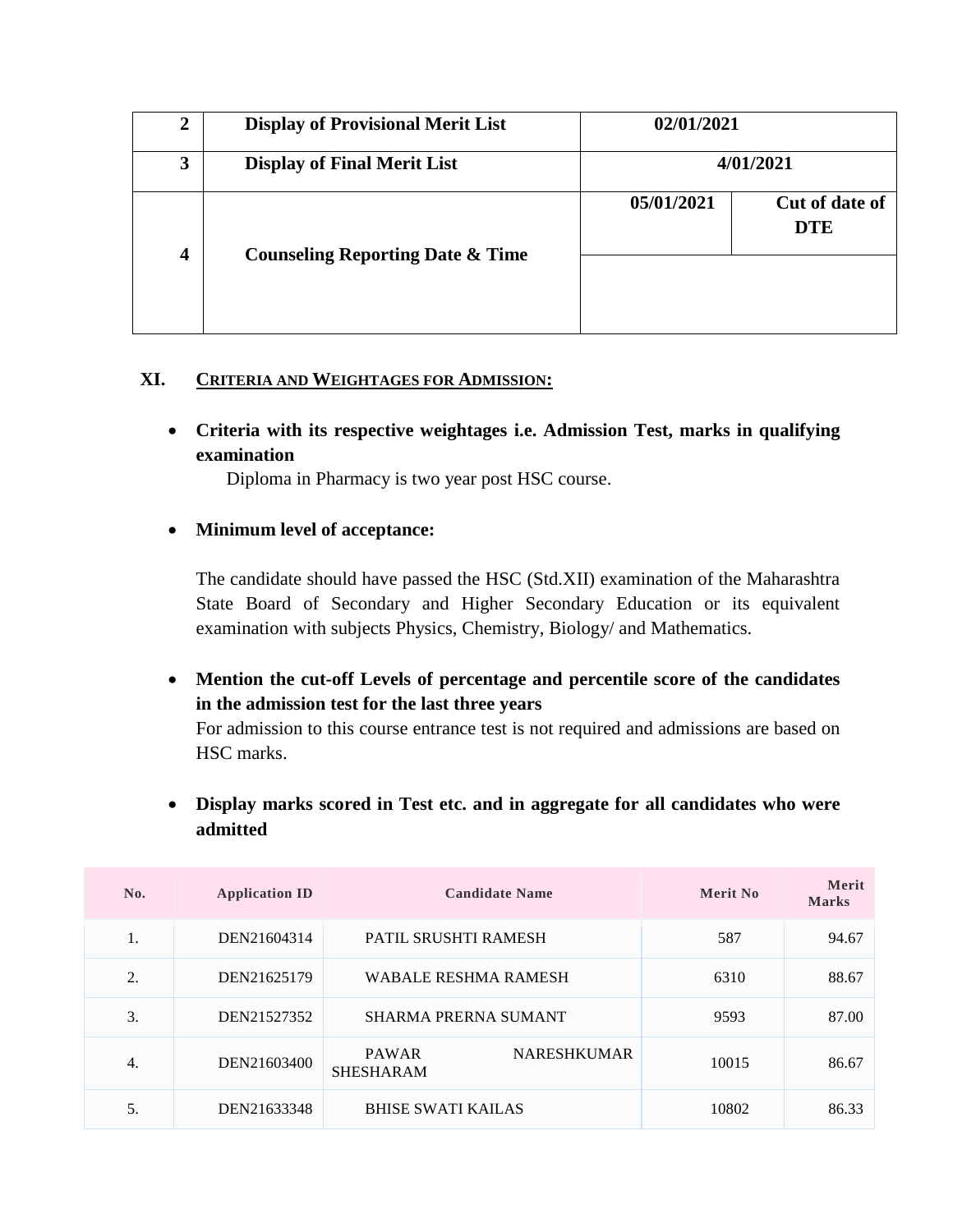| 2 | **Display of Provisional Merit List** | **02/01/2021** | |
|---|---|---|---|
| 3 | **Display of Final Merit List** | **4/01/2021** | |
| 4 | **Counseling Reporting Date & Time** | **05/01/2021** | **Cut of date of DTE** |
| | | | |

## XI. CRITERIA AND WEIGHTAGES FOR ADMISSION:

- **Criteria with its respective weightages i.e. Admission Test, marks in qualifying examination**

  Diploma in Pharmacy is two year post HSC course.

- **Minimum level of acceptance:**

  The candidate should have passed the HSC (Std.XII) examination of the Maharashtra State Board of Secondary and Higher Secondary Education or its equivalent examination with subjects Physics, Chemistry, Biology/ and Mathematics.

- **Mention the cut-off Levels of percentage and percentile score of the candidates in the admission test for the last three years**

  For admission to this course entrance test is not required and admissions are based on HSC marks.

- **Display marks scored in Test etc. and in aggregate for all candidates who were admitted**

| No. | Application ID | Candidate Name | Merit No | Merit Marks |
|---|---|---|---|---|
| 1. | DEN21604314 | PATIL SRUSHTI RAMESH | 587 | 94.67 |
| 2. | DEN21625179 | WABALE RESHMA RAMESH | 6310 | 88.67 |
| 3. | DEN21527352 | SHARMA PRERNA SUMANT | 9593 | 87.00 |
| 4. | DEN21603400 | PAWAR NARESHKUMAR SHESHARAM | 10015 | 86.67 |
| 5. | DEN21633348 | BHISE SWATI KAILAS | 10802 | 86.33 |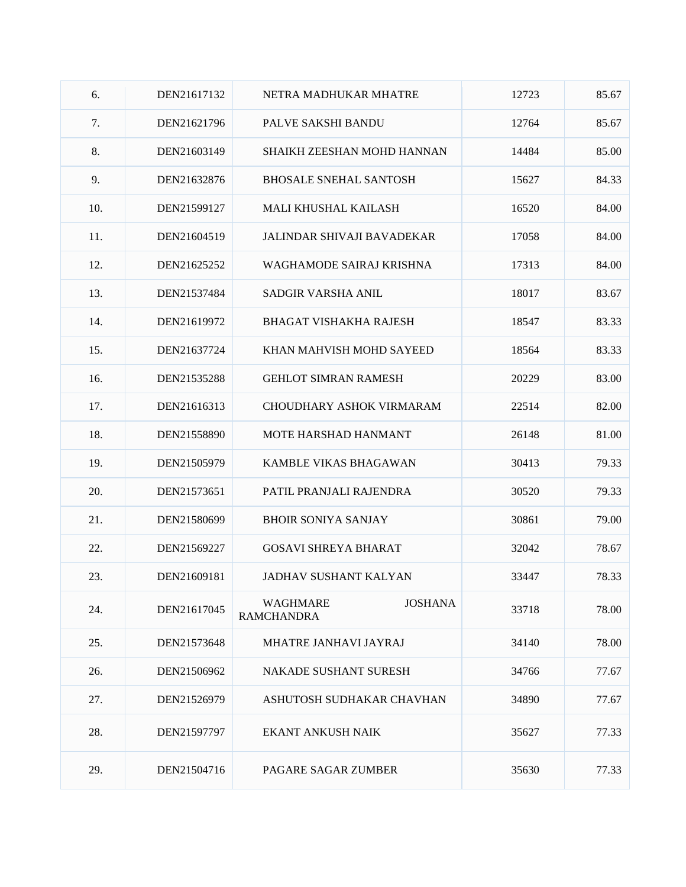| | | | | |
|---|---|---|---|---|
| 6. | DEN21617132 | NETRA MADHUKAR MHATRE | 12723 | 85.67 |
| 7. | DEN21621796 | PALVE SAKSHI BANDU | 12764 | 85.67 |
| 8. | DEN21603149 | SHAIKH ZEESHAN MOHD HANNAN | 14484 | 85.00 |
| 9. | DEN21632876 | BHOSALE SNEHAL SANTOSH | 15627 | 84.33 |
| 10. | DEN21599127 | MALI KHUSHAL KAILASH | 16520 | 84.00 |
| 11. | DEN21604519 | JALINDAR SHIVAJI BAVADEKAR | 17058 | 84.00 |
| 12. | DEN21625252 | WAGHAMODE SAIRAJ KRISHNA | 17313 | 84.00 |
| 13. | DEN21537484 | SADGIR VARSHA ANIL | 18017 | 83.67 |
| 14. | DEN21619972 | BHAGAT VISHAKHA RAJESH | 18547 | 83.33 |
| 15. | DEN21637724 | KHAN MAHVISH MOHD SAYEED | 18564 | 83.33 |
| 16. | DEN21535288 | GEHLOT SIMRAN RAMESH | 20229 | 83.00 |
| 17. | DEN21616313 | CHOUDHARY ASHOK VIRMARAM | 22514 | 82.00 |
| 18. | DEN21558890 | MOTE HARSHAD HANMANT | 26148 | 81.00 |
| 19. | DEN21505979 | KAMBLE VIKAS BHAGAWAN | 30413 | 79.33 |
| 20. | DEN21573651 | PATIL PRANJALI RAJENDRA | 30520 | 79.33 |
| 21. | DEN21580699 | BHOIR SONIYA SANJAY | 30861 | 79.00 |
| 22. | DEN21569227 | GOSAVI SHREYA BHARAT | 32042 | 78.67 |
| 23. | DEN21609181 | JADHAV SUSHANT KALYAN | 33447 | 78.33 |
| 24. | DEN21617045 | WAGHMARE JOSHANA RAMCHANDRA | 33718 | 78.00 |
| 25. | DEN21573648 | MHATRE JANHAVI JAYRAJ | 34140 | 78.00 |
| 26. | DEN21506962 | NAKADE SUSHANT SURESH | 34766 | 77.67 |
| 27. | DEN21526979 | ASHUTOSH SUDHAKAR CHAVHAN | 34890 | 77.67 |
| 28. | DEN21597797 | EKANT ANKUSH NAIK | 35627 | 77.33 |
| 29. | DEN21504716 | PAGARE SAGAR ZUMBER | 35630 | 77.33 |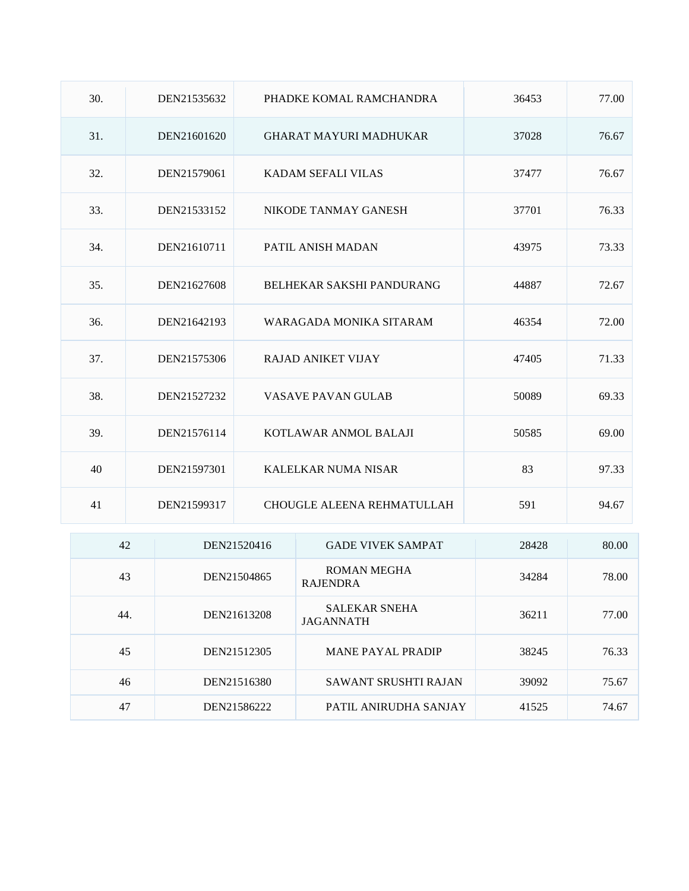| | | | | |
|---|---|---|---|---|
| 30. | DEN21535632 | PHADKE KOMAL RAMCHANDRA | 36453 | 77.00 |
| 31. | DEN21601620 | GHARAT MAYURI MADHUKAR | 37028 | 76.67 |
| 32. | DEN21579061 | KADAM SEFALI VILAS | 37477 | 76.67 |
| 33. | DEN21533152 | NIKODE TANMAY GANESH | 37701 | 76.33 |
| 34. | DEN21610711 | PATIL ANISH MADAN | 43975 | 73.33 |
| 35. | DEN21627608 | BELHEKAR SAKSHI PANDURANG | 44887 | 72.67 |
| 36. | DEN21642193 | WARAGADA MONIKA SITARAM | 46354 | 72.00 |
| 37. | DEN21575306 | RAJAD ANIKET VIJAY | 47405 | 71.33 |
| 38. | DEN21527232 | VASAVE PAVAN GULAB | 50089 | 69.33 |
| 39. | DEN21576114 | KOTLAWAR ANMOL BALAJI | 50585 | 69.00 |
| 40 | DEN21597301 | KALELKAR NUMA NISAR | 83 | 97.33 |
| 41 | DEN21599317 | CHOUGLE ALEENA REHMATULLAH | 591 | 94.67 |
| 42 | DEN21520416 | GADE VIVEK SAMPAT | 28428 | 80.00 |
| 43 | DEN21504865 | ROMAN MEGHA RAJENDRA | 34284 | 78.00 |
| 44. | DEN21613208 | SALEKAR SNEHA JAGANNATH | 36211 | 77.00 |
| 45 | DEN21512305 | MANE PAYAL PRADIP | 38245 | 76.33 |
| 46 | DEN21516380 | SAWANT SRUSHTI RAJAN | 39092 | 75.67 |
| 47 | DEN21586222 | PATIL ANIRUDHA SANJAY | 41525 | 74.67 |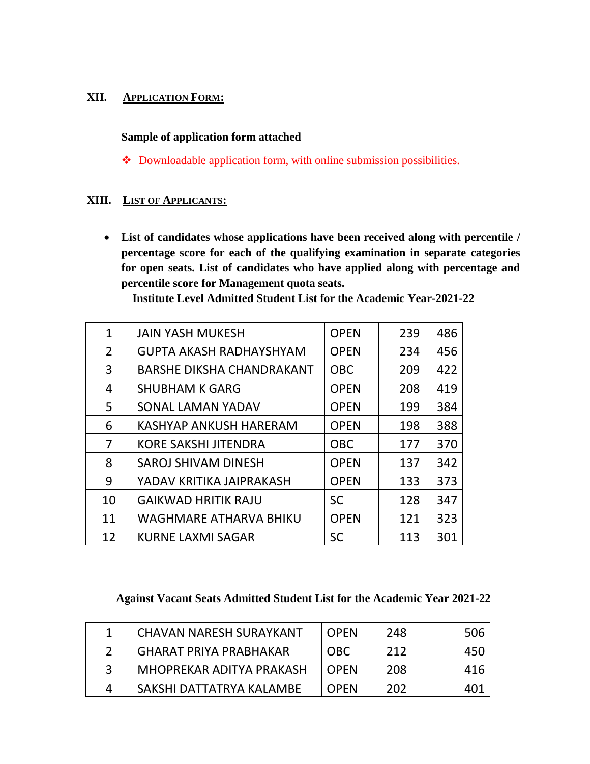## XII. APPLICATION FORM:

**Sample of application form attached**

- ❖ Downloadable application form, with online submission possibilities.

## XIII. LIST OF APPLICANTS:

- **List of candidates whose applications have been received along with percentile / percentage score for each of the qualifying examination in separate categories for open seats. List of candidates who have applied along with percentage and percentile score for Management quota seats.**

**Institute Level Admitted Student List for the Academic Year-2021-22**

| | | | | |
|---|---|---|---|---|
| 1 | JAIN YASH MUKESH | OPEN | 239 | 486 |
| 2 | GUPTA AKASH RADHAYSHYAM | OPEN | 234 | 456 |
| 3 | BARSHE DIKSHA CHANDRAKANT | OBC | 209 | 422 |
| 4 | SHUBHAM K GARG | OPEN | 208 | 419 |
| 5 | SONAL LAMAN YADAV | OPEN | 199 | 384 |
| 6 | KASHYAP ANKUSH HARERAM | OPEN | 198 | 388 |
| 7 | KORE SAKSHI JITENDRA | OBC | 177 | 370 |
| 8 | SAROJ SHIVAM DINESH | OPEN | 137 | 342 |
| 9 | YADAV KRITIKA JAIPRAKASH | OPEN | 133 | 373 |
| 10 | GAIKWAD HRITIK RAJU | SC | 128 | 347 |
| 11 | WAGHMARE ATHARVA BHIKU | OPEN | 121 | 323 |
| 12 | KURNE LAXMI SAGAR | SC | 113 | 301 |

**Against Vacant Seats Admitted Student List for the Academic Year 2021-22**

| | | | | |
|---|---|---|---|---|
| 1 | CHAVAN NARESH SURAYKANT | OPEN | 248 | 506 |
| 2 | GHARAT PRIYA PRABHAKAR | OBC | 212 | 450 |
| 3 | MHOPREKAR ADITYA PRAKASH | OPEN | 208 | 416 |
| 4 | SAKSHI DATTATRYA KALAMBE | OPEN | 202 | 401 |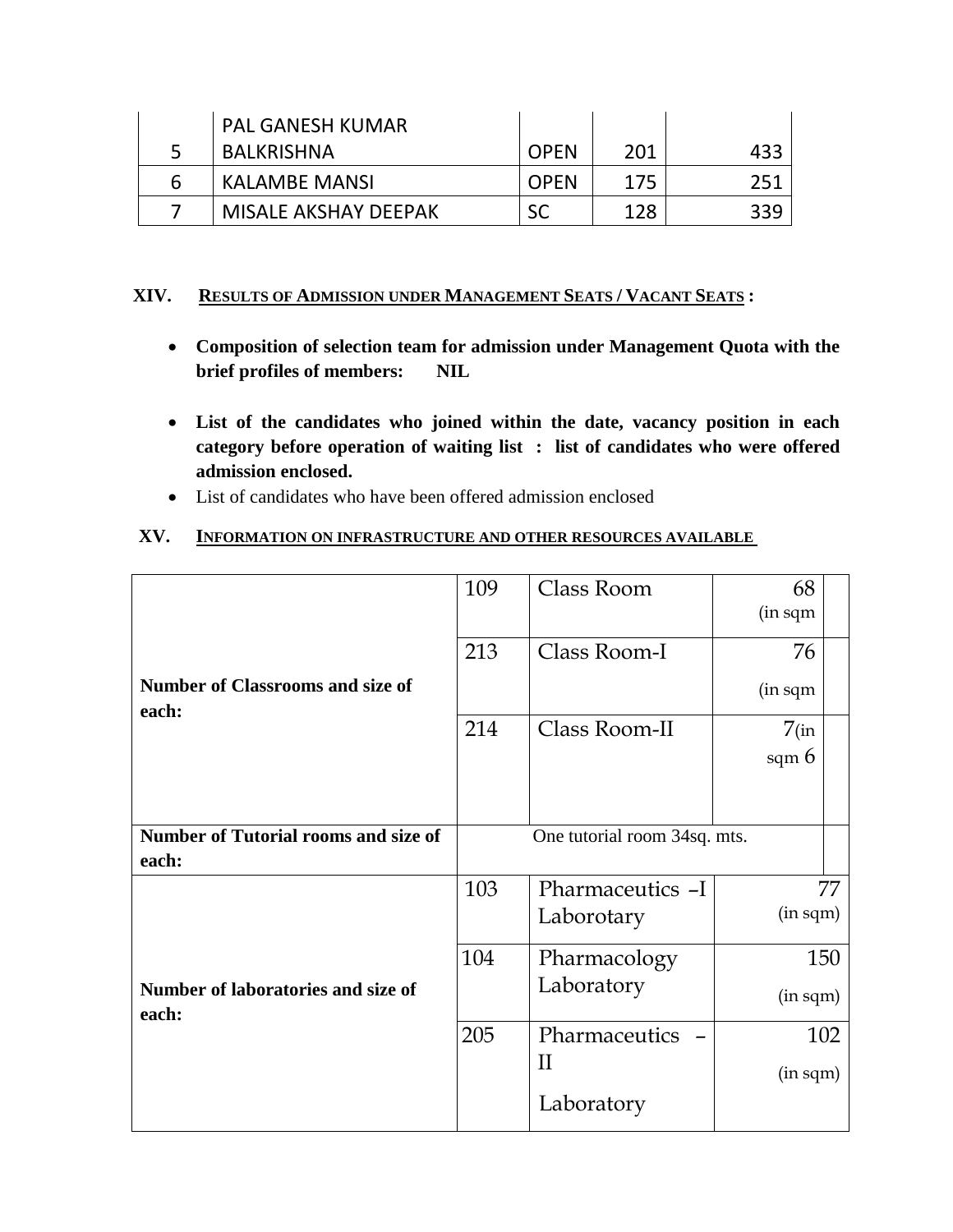| 5 | PAL GANESH KUMAR BALKRISHNA | OPEN | 201 | 433 |
|---|---|---|---|---|
| 6 | KALAMBE MANSI | OPEN | 175 | 251 |
| 7 | MISALE AKSHAY DEEPAK | SC | 128 | 339 |

## XIV. RESULTS OF ADMISSION UNDER MANAGEMENT SEATS / VACANT SEATS :

- **Composition of selection team for admission under Management Quota with the brief profiles of members: NIL**
- **List of the candidates who joined within the date, vacancy position in each category before operation of waiting list : list of candidates who were offered admission enclosed.**
- List of candidates who have been offered admission enclosed

## XV. INFORMATION ON INFRASTRUCTURE AND OTHER RESOURCES AVAILABLE

| | | | |
|---|---|---|---|
| **Number of Classrooms and size of each:** | 109 | Class Room | 68 (in sqm |
| | 213 | Class Room-I | 76 (in sqm |
| | 214 | Class Room-II | 7(in sqm 6 |
| **Number of Tutorial rooms and size of each:** | One tutorial room 34sq. mts. | | |
| **Number of laboratories and size of each:** | 103 | Pharmaceutics –I Laborotary | 77 (in sqm) |
| | 104 | Pharmacology Laboratory | 150 (in sqm) |
| | 205 | Pharmaceutics – II Laboratory | 102 (in sqm) |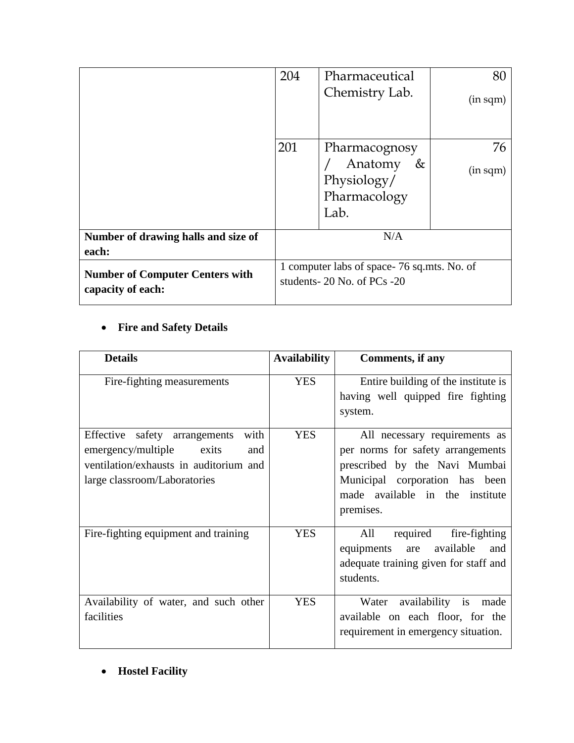| | | | |
|---|---|---|---|
| | 204 | Pharmaceutical Chemistry Lab. | 80 (in sqm) |
| | 201 | Pharmacognosy / Anatomy & Physiology/ Pharmacology Lab. | 76 (in sqm) |
| **Number of drawing halls and size of each:** | N/A | | |
| **Number of Computer Centers with capacity of each:** | 1 computer labs of space- 76 sq.mts. No. of students- 20 No. of PCs -20 | | |

- **Fire and Safety Details**

| Details | Availability | Comments, if any |
|---|---|---|
| Fire-fighting measurements | YES | Entire building of the institute is having well quipped fire fighting system. |
| Effective safety arrangements with emergency/multiple exits and ventilation/exhausts in auditorium and large classroom/Laboratories | YES | All necessary requirements as per norms for safety arrangements prescribed by the Navi Mumbai Municipal corporation has been made available in the institute premises. |
| Fire-fighting equipment and training | YES | All required fire-fighting equipments are available and adequate training given for staff and students. |
| Availability of water, and such other facilities | YES | Water availability is made available on each floor, for the requirement in emergency situation. |

- **Hostel Facility**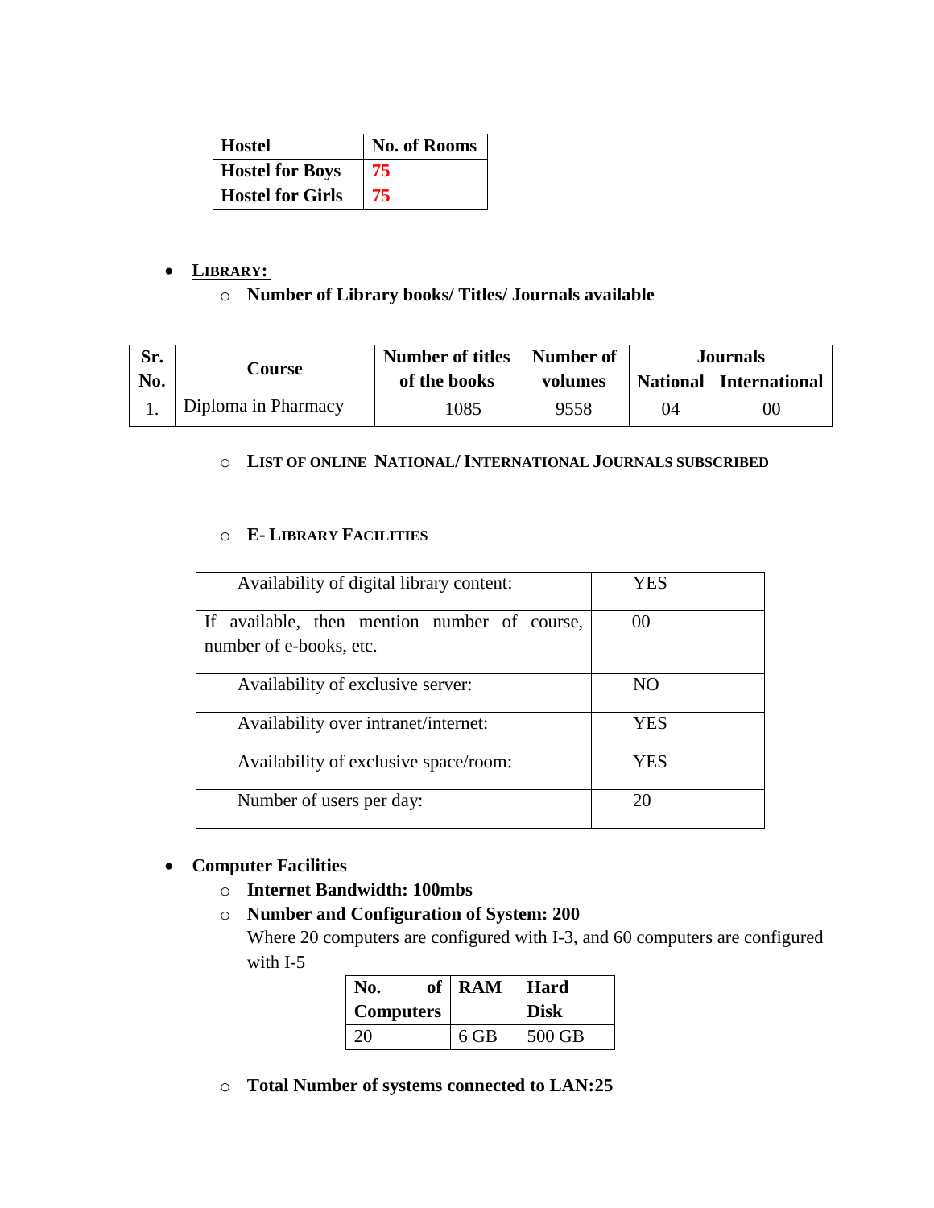| Hostel | No. of Rooms |
|---|---|
| Hostel for Boys | 75 |
| Hostel for Girls | 75 |

- **LIBRARY:**
  - **Number of Library books/ Titles/ Journals available**

| Sr. No. | Course | Number of titles of the books | Number of volumes | Journals | |
|---|---|---|---|---|---|
| | | | | National | International |
| 1. | Diploma in Pharmacy | 1085 | 9558 | 04 | 00 |

  - **LIST OF ONLINE NATIONAL/ INTERNATIONAL JOURNALS SUBSCRIBED**

  - **E- LIBRARY FACILITIES**

| | |
|---|---|
| Availability of digital library content: | YES |
| If available, then mention number of course, number of e-books, etc. | 00 |
| Availability of exclusive server: | NO |
| Availability over intranet/internet: | YES |
| Availability of exclusive space/room: | YES |
| Number of users per day: | 20 |

- **Computer Facilities**
  - **Internet Bandwidth: 100mbs**
  - **Number and Configuration of System: 200**

    Where 20 computers are configured with I-3, and 60 computers are configured with I-5

| No. of Computers | RAM | Hard Disk |
|---|---|---|
| 20 | 6 GB | 500 GB |

  - **Total Number of systems connected to LAN:25**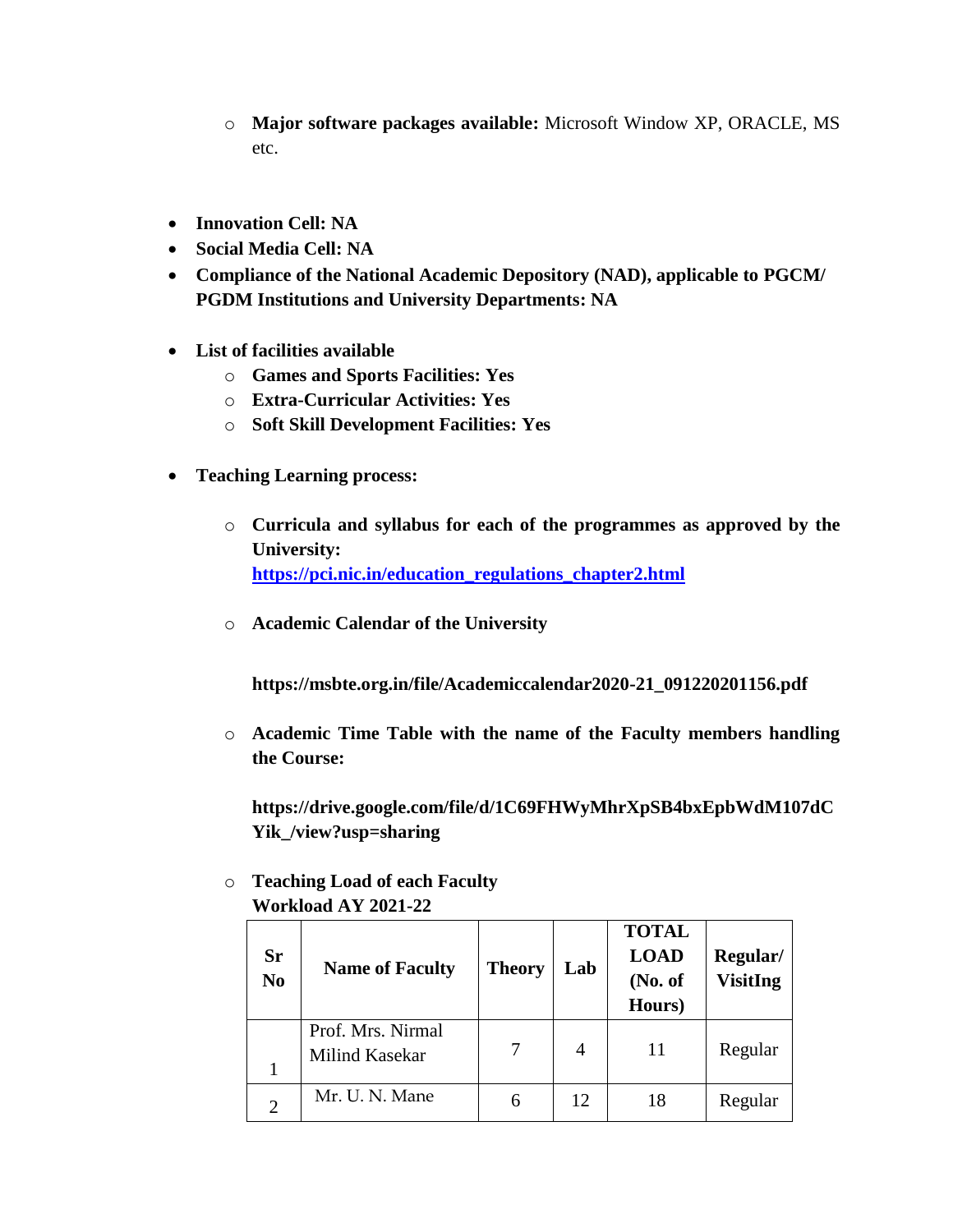- **Major software packages available:** Microsoft Window XP, ORACLE, MS etc.

- **Innovation Cell: NA**
- **Social Media Cell: NA**
- **Compliance of the National Academic Depository (NAD), applicable to PGCM/ PGDM Institutions and University Departments: NA**

- **List of facilities available**
  - **Games and Sports Facilities: Yes**
  - **Extra-Curricular Activities: Yes**
  - **Soft Skill Development Facilities: Yes**

- **Teaching Learning process:**

  - **Curricula and syllabus for each of the programmes as approved by the University:** [**https://pci.nic.in/education_regulations_chapter2.html**](https://pci.nic.in/education_regulations_chapter2.html)

  - **Academic Calendar of the University**

    **https://msbte.org.in/file/Academiccalendar2020-21_091220201156.pdf**

  - **Academic Time Table with the name of the Faculty members handling the Course:**

    **https://drive.google.com/file/d/1C69FHWyMhrXpSB4bxEpbWdM107dCYik_/view?usp=sharing**

  - **Teaching Load of each Faculty**
    **Workload AY 2021-22**

| Sr No | Name of Faculty | Theory | Lab | TOTAL LOAD (No. of Hours) | Regular/ VisitIng |
|---|---|---|---|---|---|
| 1 | Prof. Mrs. Nirmal Milind Kasekar | 7 | 4 | 11 | Regular |
| 2 | Mr. U. N. Mane | 6 | 12 | 18 | Regular |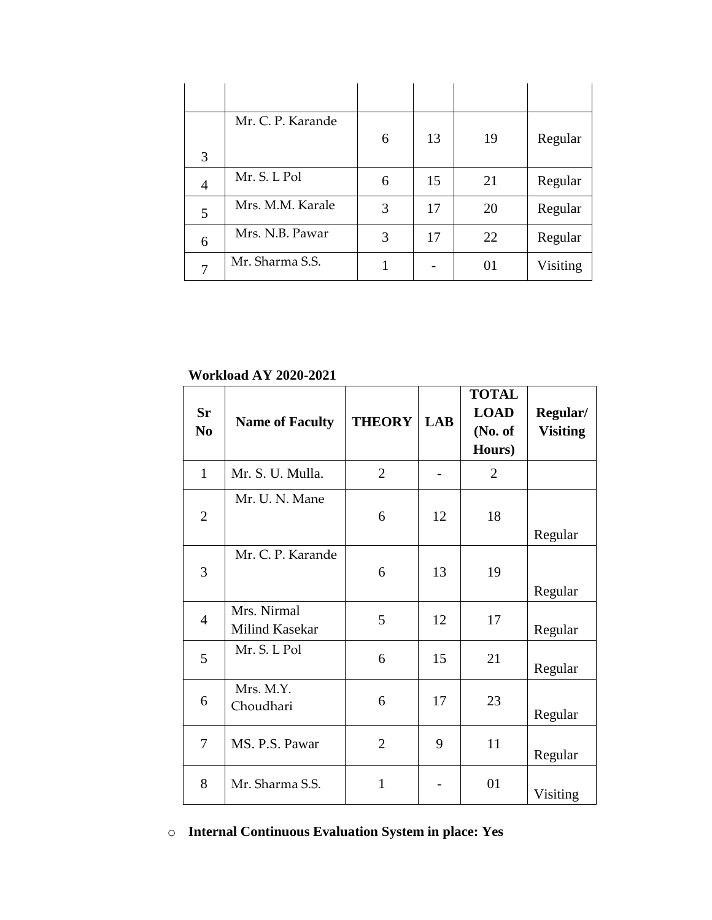| | | | | | |
|---|---|---|---|---|---|
| | | | | | |
| 3 | Mr. C. P. Karande | 6 | 13 | 19 | Regular |
| 4 | Mr. S. L Pol | 6 | 15 | 21 | Regular |
| 5 | Mrs. M.M. Karale | 3 | 17 | 20 | Regular |
| 6 | Mrs. N.B. Pawar | 3 | 17 | 22 | Regular |
| 7 | Mr. Sharma S.S. | 1 | - | 01 | Visiting |

**Workload AY 2020-2021**

| Sr No | Name of Faculty | THEORY | LAB | TOTAL LOAD (No. of Hours) | Regular/ Visiting |
|---|---|---|---|---|---|
| 1 | Mr. S. U. Mulla. | 2 | - | 2 | |
| 2 | Mr. U. N. Mane | 6 | 12 | 18 | Regular |
| 3 | Mr. C. P. Karande | 6 | 13 | 19 | Regular |
| 4 | Mrs. Nirmal Milind Kasekar | 5 | 12 | 17 | Regular |
| 5 | Mr. S. L Pol | 6 | 15 | 21 | Regular |
| 6 | Mrs. M.Y. Choudhari | 6 | 17 | 23 | Regular |
| 7 | MS. P.S. Pawar | 2 | 9 | 11 | Regular |
| 8 | Mr. Sharma S.S. | 1 | - | 01 | Visiting |

- **Internal Continuous Evaluation System in place: Yes**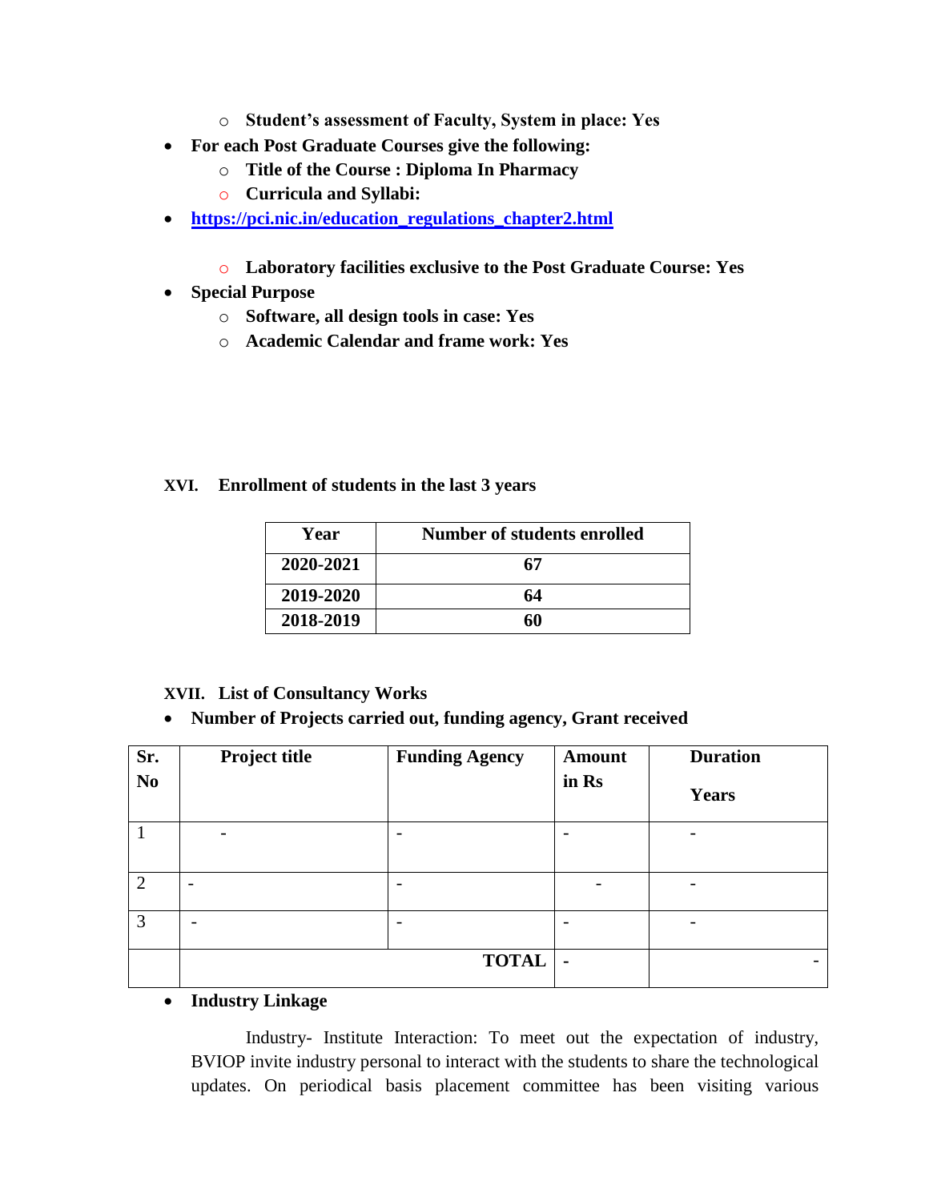- **Student's assessment of Faculty, System in place: Yes**

- **For each Post Graduate Courses give the following:**
  - **Title of the Course : Diploma In Pharmacy**
  - **Curricula and Syllabi:**
- **https://pci.nic.in/education_regulations_chapter2.html**
  - **Laboratory facilities exclusive to the Post Graduate Course: Yes**
- **Special Purpose**
  - **Software, all design tools in case: Yes**
  - **Academic Calendar and frame work: Yes**

**XVI. Enrollment of students in the last 3 years**

| Year | Number of students enrolled |
|---|---|
| **2020-2021** | **67** |
| **2019-2020** | **64** |
| **2018-2019** | **60** |

**XVII. List of Consultancy Works**

- **Number of Projects carried out, funding agency, Grant received**

| Sr. No | Project title | Funding Agency | Amount in Rs | Duration Years |
|---|---|---|---|---|
| 1 | - | - | - | - |
| 2 | - | - | - | - |
| 3 | - | - | - | - |
| | | **TOTAL** | **-** | - |

- **Industry Linkage**

  Industry- Institute Interaction: To meet out the expectation of industry, BVIOP invite industry personal to interact with the students to share the technological updates. On periodical basis placement committee has been visiting various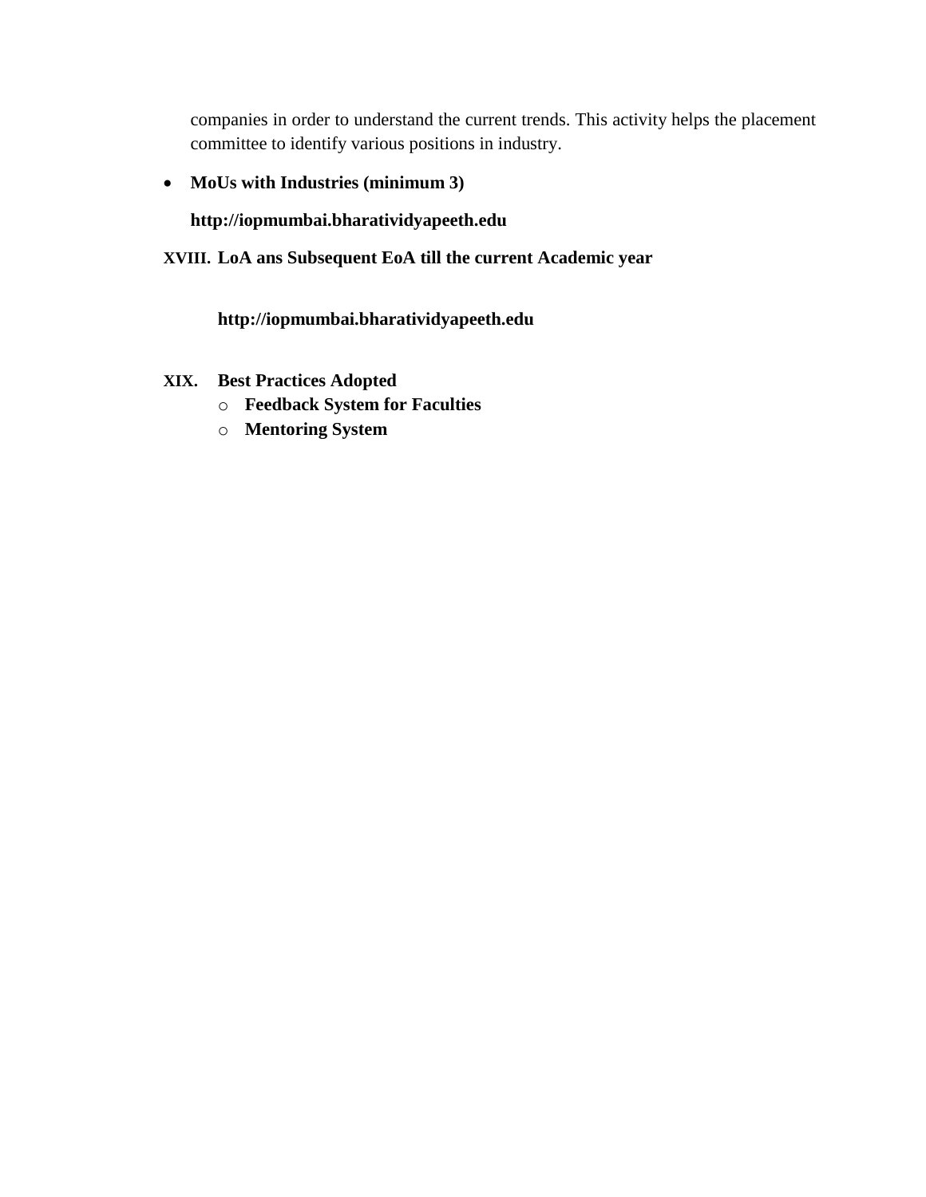companies in order to understand the current trends. This activity helps the placement committee to identify various positions in industry.

- **MoUs with Industries (minimum 3)**

  **http://iopmumbai.bharatividyapeeth.edu**

**XVIII. LoA ans Subsequent EoA till the current Academic year**

**http://iopmumbai.bharatividyapeeth.edu**

**XIX. Best Practices Adopted**

- **Feedback System for Faculties**
- **Mentoring System**